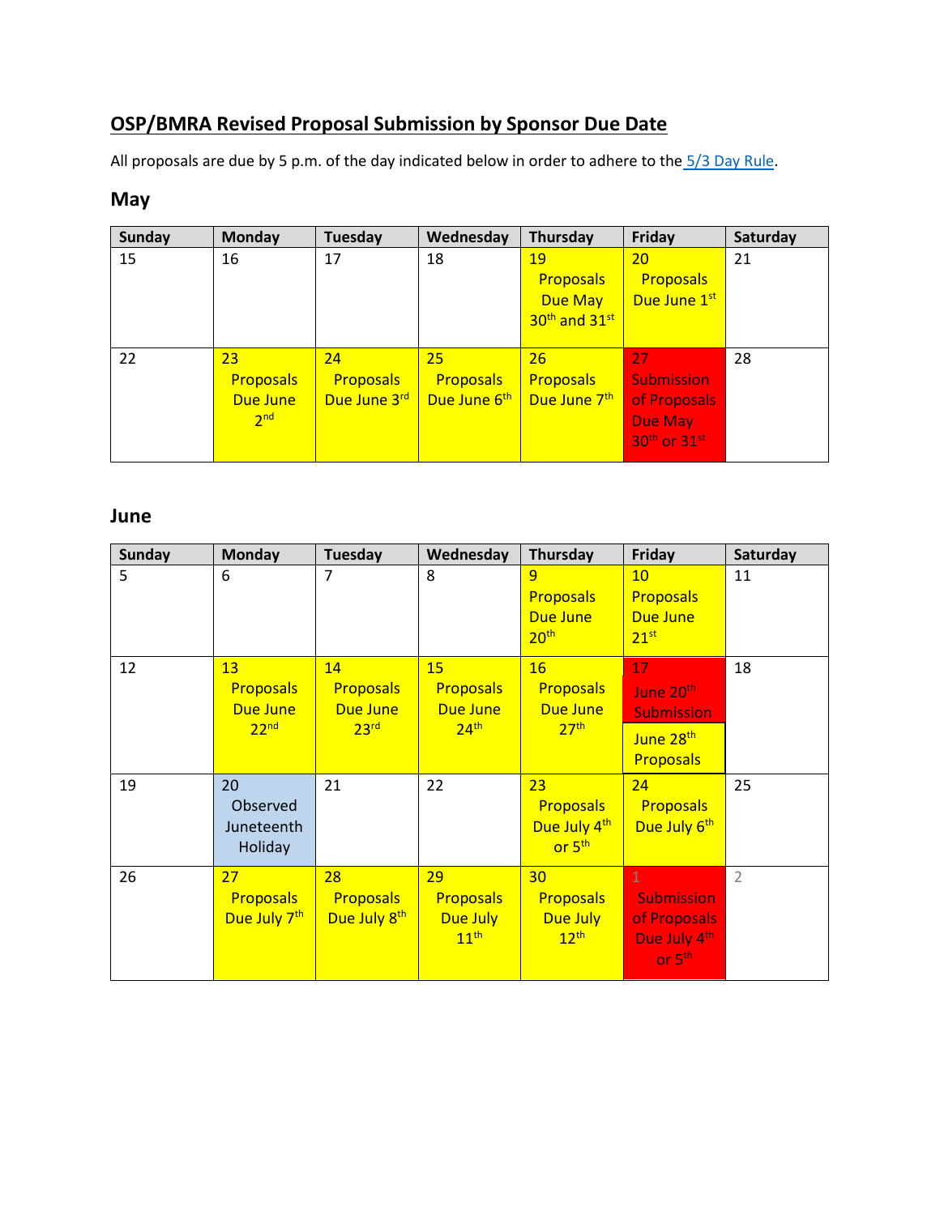## OSP/BMRA Revised Proposal Submission by Sponsor Due Date

All proposals are due by 5 p.m. of the day indicated below in order to adhere to the 5/3 Day Rule.

### May

| Sunday | Monday | Tuesday | Wednesday | Thursday | Friday | Saturday |
|---|---|---|---|---|---|---|
| 15 | 16 | 17 | 18 | 19 Proposals Due May 30th and 31st | 20 Proposals Due June 1st | 21 |
| 22 | 23 Proposals Due June 2nd | 24 Proposals Due June 3rd | 25 Proposals Due June 6th | 26 Proposals Due June 7th | 27 Submission of Proposals Due May 30th or 31st | 28 |

### June

| Sunday | Monday | Tuesday | Wednesday | Thursday | Friday | Saturday |
|---|---|---|---|---|---|---|
| 5 | 6 | 7 | 8 | 9 Proposals Due June 20th | 10 Proposals Due June 21st | 11 |
| 12 | 13 Proposals Due June 22nd | 14 Proposals Due June 23rd | 15 Proposals Due June 24th | 16 Proposals Due June 27th | 17 June 20th Submission / June 28th Proposals | 18 |
| 19 | 20 Observed Juneteenth Holiday | 21 | 22 | 23 Proposals Due July 4th or 5th | 24 Proposals Due July 6th | 25 |
| 26 | 27 Proposals Due July 7th | 28 Proposals Due July 8th | 29 Proposals Due July 11th | 30 Proposals Due July 12th | 1 Submission of Proposals Due July 4th or 5th | 2 |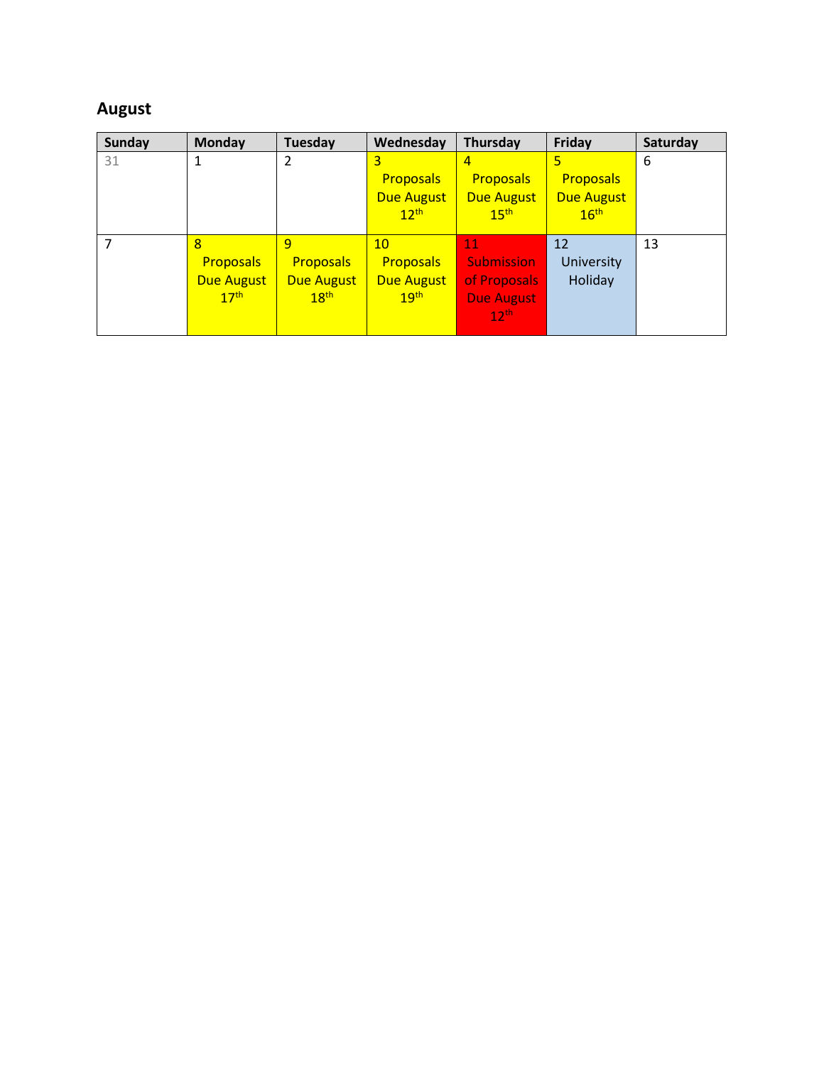## August

| Sunday | Monday | Tuesday | Wednesday | Thursday | Friday | Saturday |
|---|---|---|---|---|---|---|
| 31 | 1 | 2 | 3 Proposals Due August 12th | 4 Proposals Due August 15th | 5 Proposals Due August 16th | 6 |
| 7 | 8 Proposals Due August 17th | 9 Proposals Due August 18th | 10 Proposals Due August 19th | 11 Submission of Proposals Due August 12th | 12 University Holiday | 13 |